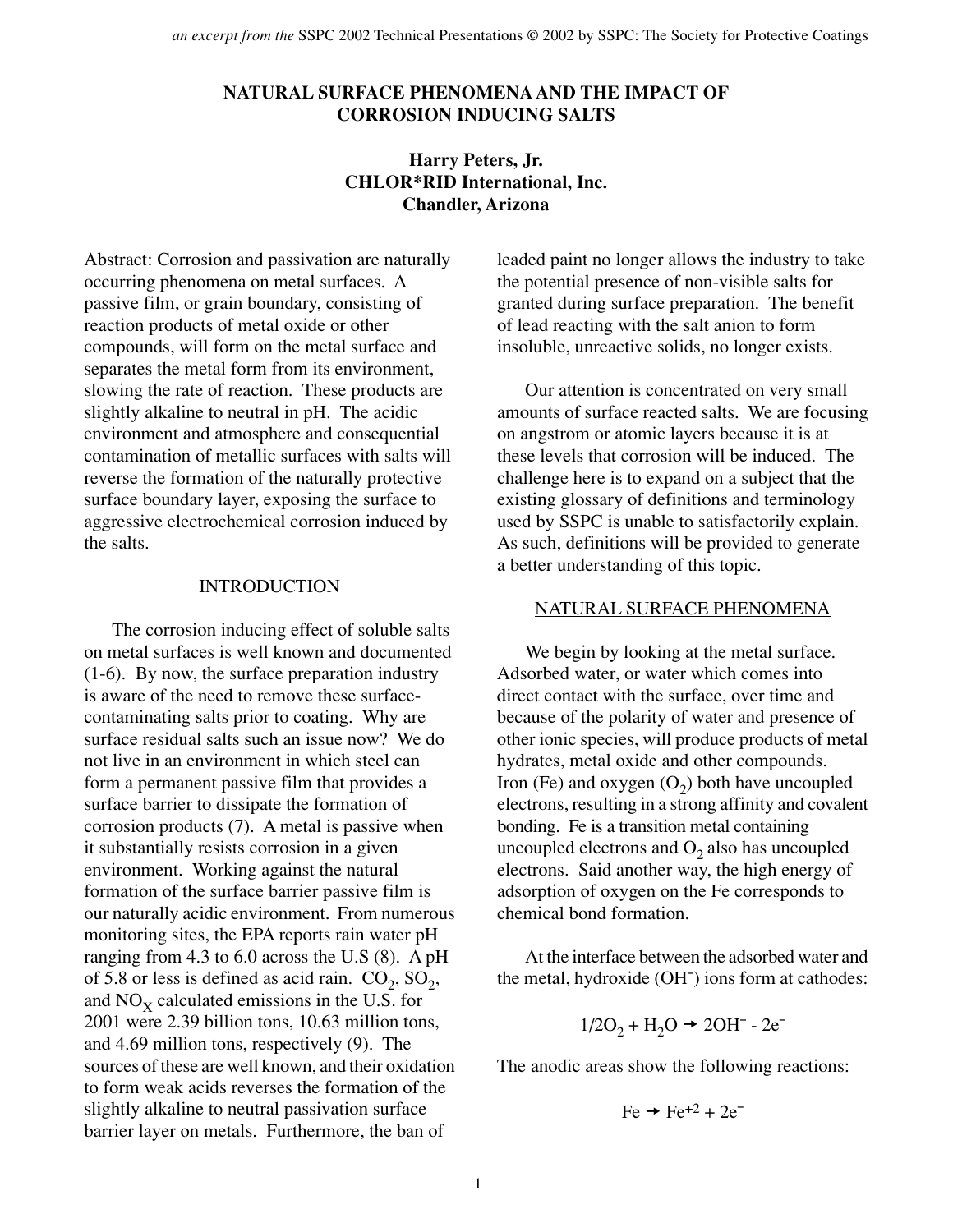# NATURAL SURFACE PHENOMENA AND THE IMPACT OF CORROSION INDUCING SALTS

**Harry Peters, Jr.**
**CHLOR*RID International, Inc.**
**Chandler, Arizona**

Abstract: Corrosion and passivation are naturally occurring phenomena on metal surfaces. A passive film, or grain boundary, consisting of reaction products of metal oxide or other compounds, will form on the metal surface and separates the metal form from its environment, slowing the rate of reaction. These products are slightly alkaline to neutral in pH. The acidic environment and atmosphere and consequential contamination of metallic surfaces with salts will reverse the formation of the naturally protective surface boundary layer, exposing the surface to aggressive electrochemical corrosion induced by the salts.

## INTRODUCTION

The corrosion inducing effect of soluble salts on metal surfaces is well known and documented (1-6). By now, the surface preparation industry is aware of the need to remove these surface-contaminating salts prior to coating. Why are surface residual salts such an issue now? We do not live in an environment in which steel can form a permanent passive film that provides a surface barrier to dissipate the formation of corrosion products (7). A metal is passive when it substantially resists corrosion in a given environment. Working against the natural formation of the surface barrier passive film is our naturally acidic environment. From numerous monitoring sites, the EPA reports rain water pH ranging from 4.3 to 6.0 across the U.S (8). A pH of 5.8 or less is defined as acid rain. $CO_2$, $SO_2$, and $NO_X$ calculated emissions in the U.S. for 2001 were 2.39 billion tons, 10.63 million tons, and 4.69 million tons, respectively (9). The sources of these are well known, and their oxidation to form weak acids reverses the formation of the slightly alkaline to neutral passivation surface barrier layer on metals. Furthermore, the ban of leaded paint no longer allows the industry to take the potential presence of non-visible salts for granted during surface preparation. The benefit of lead reacting with the salt anion to form insoluble, unreactive solids, no longer exists.

Our attention is concentrated on very small amounts of surface reacted salts. We are focusing on angstrom or atomic layers because it is at these levels that corrosion will be induced. The challenge here is to expand on a subject that the existing glossary of definitions and terminology used by SSPC is unable to satisfactorily explain. As such, definitions will be provided to generate a better understanding of this topic.

## NATURAL SURFACE PHENOMENA

We begin by looking at the metal surface. Adsorbed water, or water which comes into direct contact with the surface, over time and because of the polarity of water and presence of other ionic species, will produce products of metal hydrates, metal oxide and other compounds. Iron (Fe) and oxygen ($O_2$) both have uncoupled electrons, resulting in a strong affinity and covalent bonding. Fe is a transition metal containing uncoupled electrons and $O_2$ also has uncoupled electrons. Said another way, the high energy of adsorption of oxygen on the Fe corresponds to chemical bond formation.

At the interface between the adsorbed water and the metal, hydroxide ($OH^-$) ions form at cathodes:

$$1/2O_2 + H_2O \rightarrow 2OH^- - 2e^-$$

The anodic areas show the following reactions:

$$Fe \rightarrow Fe^{+2} + 2e^-$$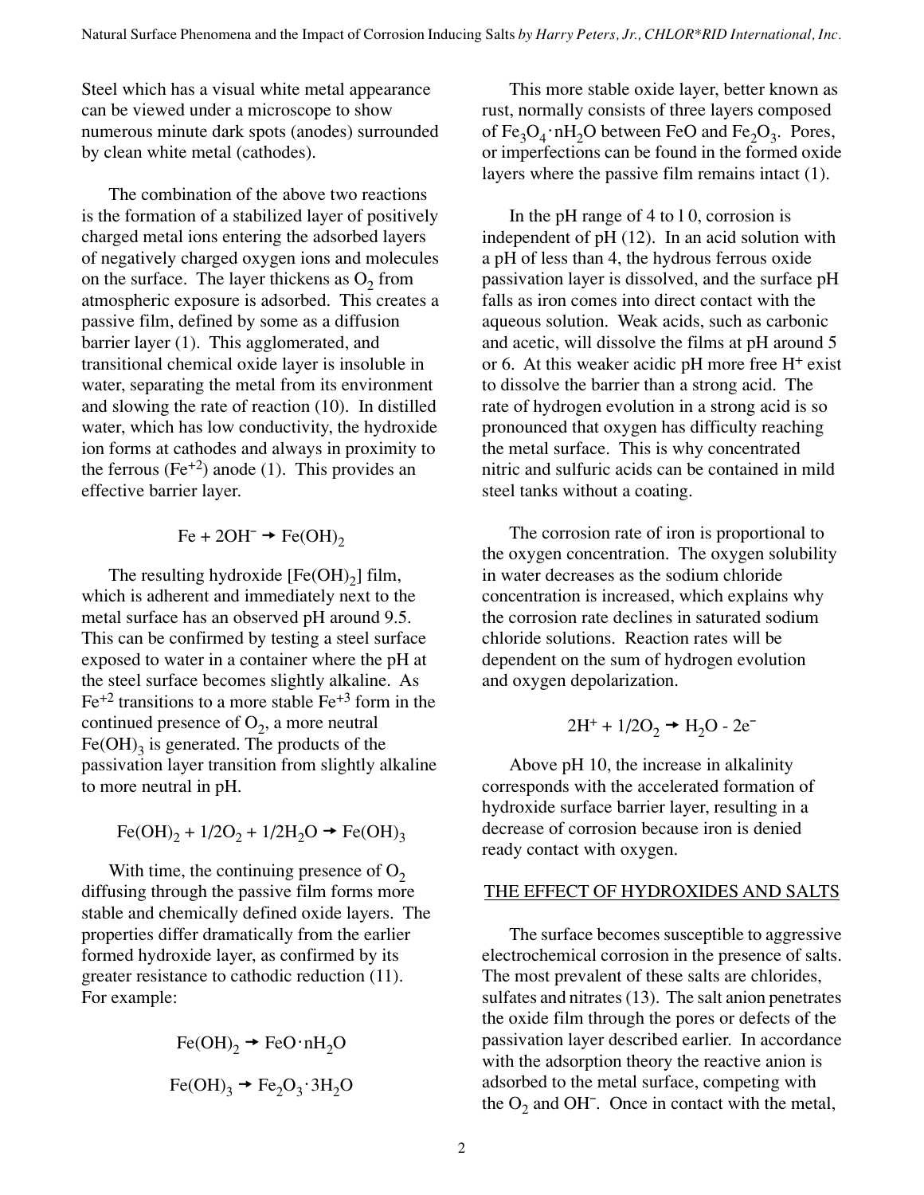Steel which has a visual white metal appearance can be viewed under a microscope to show numerous minute dark spots (anodes) surrounded by clean white metal (cathodes).

The combination of the above two reactions is the formation of a stabilized layer of positively charged metal ions entering the adsorbed layers of negatively charged oxygen ions and molecules on the surface. The layer thickens as $O_2$ from atmospheric exposure is adsorbed. This creates a passive film, defined by some as a diffusion barrier layer (1). This agglomerated, and transitional chemical oxide layer is insoluble in water, separating the metal from its environment and slowing the rate of reaction (10). In distilled water, which has low conductivity, the hydroxide ion forms at cathodes and always in proximity to the ferrous ($Fe^{+2}$) anode (1). This provides an effective barrier layer.

$$Fe + 2OH^{-} \rightarrow Fe(OH)_2$$

The resulting hydroxide [$Fe(OH)_2$] film, which is adherent and immediately next to the metal surface has an observed pH around 9.5. This can be confirmed by testing a steel surface exposed to water in a container where the pH at the steel surface becomes slightly alkaline. As $Fe^{+2}$ transitions to a more stable $Fe^{+3}$ form in the continued presence of $O_2$, a more neutral $Fe(OH)_3$ is generated. The products of the passivation layer transition from slightly alkaline to more neutral in pH.

$$Fe(OH)_2 + 1/2O_2 + 1/2H_2O \rightarrow Fe(OH)_3$$

With time, the continuing presence of $O_2$ diffusing through the passive film forms more stable and chemically defined oxide layers. The properties differ dramatically from the earlier formed hydroxide layer, as confirmed by its greater resistance to cathodic reduction (11). For example:

$$Fe(OH)_2 \rightarrow FeO \cdot nH_2O$$

$$Fe(OH)_3 \rightarrow Fe_2O_3 \cdot 3H_2O$$

This more stable oxide layer, better known as rust, normally consists of three layers composed of $Fe_3O_4 \cdot nH_2O$ between FeO and $Fe_2O_3$. Pores, or imperfections can be found in the formed oxide layers where the passive film remains intact (1).

In the pH range of 4 to 10, corrosion is independent of pH (12). In an acid solution with a pH of less than 4, the hydrous ferrous oxide passivation layer is dissolved, and the surface pH falls as iron comes into direct contact with the aqueous solution. Weak acids, such as carbonic and acetic, will dissolve the films at pH around 5 or 6. At this weaker acidic pH more free $H^{+}$ exist to dissolve the barrier than a strong acid. The rate of hydrogen evolution in a strong acid is so pronounced that oxygen has difficulty reaching the metal surface. This is why concentrated nitric and sulfuric acids can be contained in mild steel tanks without a coating.

The corrosion rate of iron is proportional to the oxygen concentration. The oxygen solubility in water decreases as the sodium chloride concentration is increased, which explains why the corrosion rate declines in saturated sodium chloride solutions. Reaction rates will be dependent on the sum of hydrogen evolution and oxygen depolarization.

$$2H^{+} + 1/2O_2 \rightarrow H_2O - 2e^{-}$$

Above pH 10, the increase in alkalinity corresponds with the accelerated formation of hydroxide surface barrier layer, resulting in a decrease of corrosion because iron is denied ready contact with oxygen.

## THE EFFECT OF HYDROXIDES AND SALTS

The surface becomes susceptible to aggressive electrochemical corrosion in the presence of salts. The most prevalent of these salts are chlorides, sulfates and nitrates (13). The salt anion penetrates the oxide film through the pores or defects of the passivation layer described earlier. In accordance with the adsorption theory the reactive anion is adsorbed to the metal surface, competing with the $O_2$ and $OH^{-}$. Once in contact with the metal,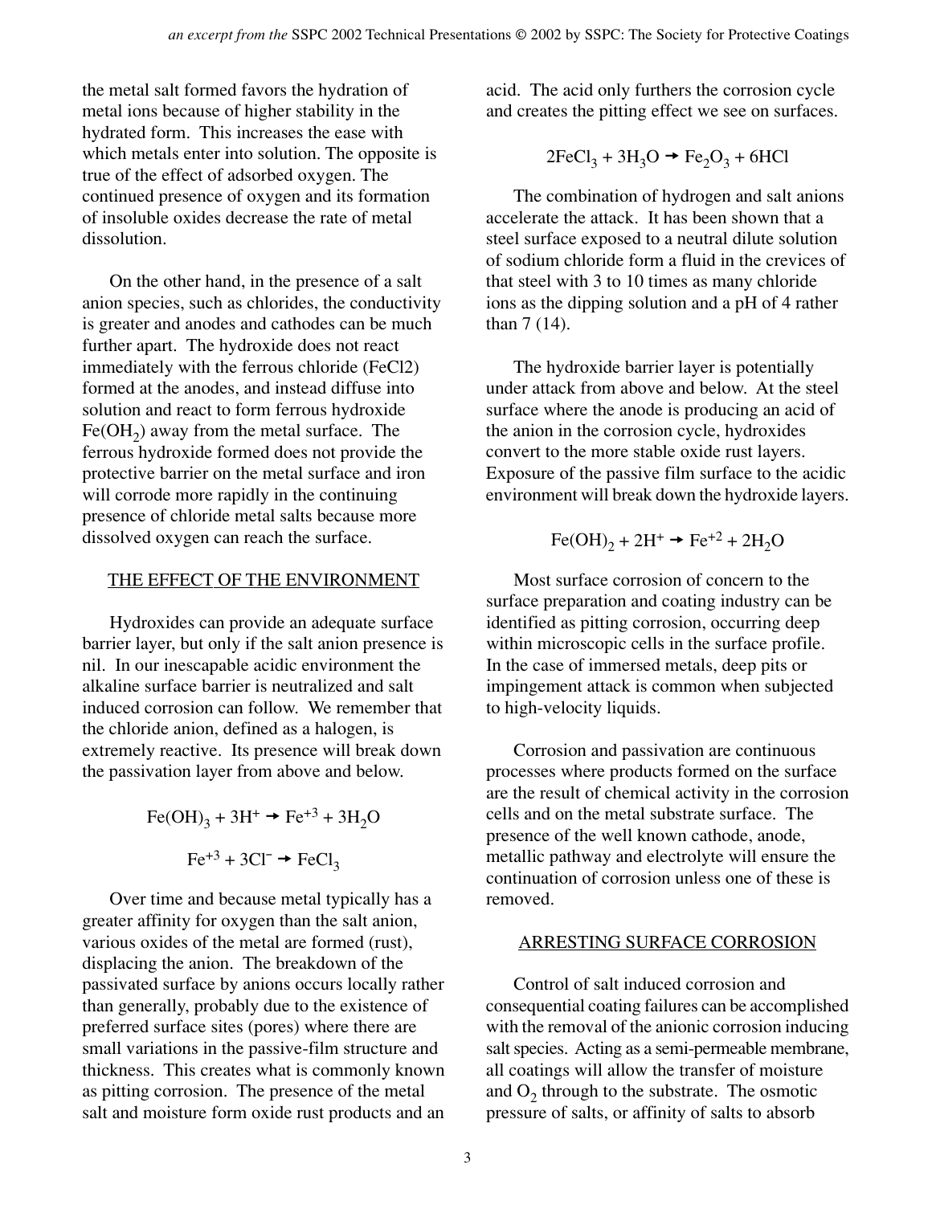the metal salt formed favors the hydration of metal ions because of higher stability in the hydrated form. This increases the ease with which metals enter into solution. The opposite is true of the effect of adsorbed oxygen. The continued presence of oxygen and its formation of insoluble oxides decrease the rate of metal dissolution.

On the other hand, in the presence of a salt anion species, such as chlorides, the conductivity is greater and anodes and cathodes can be much further apart. The hydroxide does not react immediately with the ferrous chloride (FeCl2) formed at the anodes, and instead diffuse into solution and react to form ferrous hydroxide $Fe(OH_2)$ away from the metal surface. The ferrous hydroxide formed does not provide the protective barrier on the metal surface and iron will corrode more rapidly in the continuing presence of chloride metal salts because more dissolved oxygen can reach the surface.

## THE EFFECT OF THE ENVIRONMENT

Hydroxides can provide an adequate surface barrier layer, but only if the salt anion presence is nil. In our inescapable acidic environment the alkaline surface barrier is neutralized and salt induced corrosion can follow. We remember that the chloride anion, defined as a halogen, is extremely reactive. Its presence will break down the passivation layer from above and below.

$$Fe(OH)_3 + 3H^+ \rightarrow Fe^{+3} + 3H_2O$$

$$Fe^{+3} + 3Cl^- \rightarrow FeCl_3$$

Over time and because metal typically has a greater affinity for oxygen than the salt anion, various oxides of the metal are formed (rust), displacing the anion. The breakdown of the passivated surface by anions occurs locally rather than generally, probably due to the existence of preferred surface sites (pores) where there are small variations in the passive-film structure and thickness. This creates what is commonly known as pitting corrosion. The presence of the metal salt and moisture form oxide rust products and an acid. The acid only furthers the corrosion cycle and creates the pitting effect we see on surfaces.

$$2FeCl_3 + 3H_3O \rightarrow Fe_2O_3 + 6HCl$$

The combination of hydrogen and salt anions accelerate the attack. It has been shown that a steel surface exposed to a neutral dilute solution of sodium chloride form a fluid in the crevices of that steel with 3 to 10 times as many chloride ions as the dipping solution and a pH of 4 rather than 7 (14).

The hydroxide barrier layer is potentially under attack from above and below. At the steel surface where the anode is producing an acid of the anion in the corrosion cycle, hydroxides convert to the more stable oxide rust layers. Exposure of the passive film surface to the acidic environment will break down the hydroxide layers.

$$Fe(OH)_2 + 2H^+ \rightarrow Fe^{+2} + 2H_2O$$

Most surface corrosion of concern to the surface preparation and coating industry can be identified as pitting corrosion, occurring deep within microscopic cells in the surface profile. In the case of immersed metals, deep pits or impingement attack is common when subjected to high-velocity liquids.

Corrosion and passivation are continuous processes where products formed on the surface are the result of chemical activity in the corrosion cells and on the metal substrate surface. The presence of the well known cathode, anode, metallic pathway and electrolyte will ensure the continuation of corrosion unless one of these is removed.

## ARRESTING SURFACE CORROSION

Control of salt induced corrosion and consequential coating failures can be accomplished with the removal of the anionic corrosion inducing salt species. Acting as a semi-permeable membrane, all coatings will allow the transfer of moisture and $O_2$ through to the substrate. The osmotic pressure of salts, or affinity of salts to absorb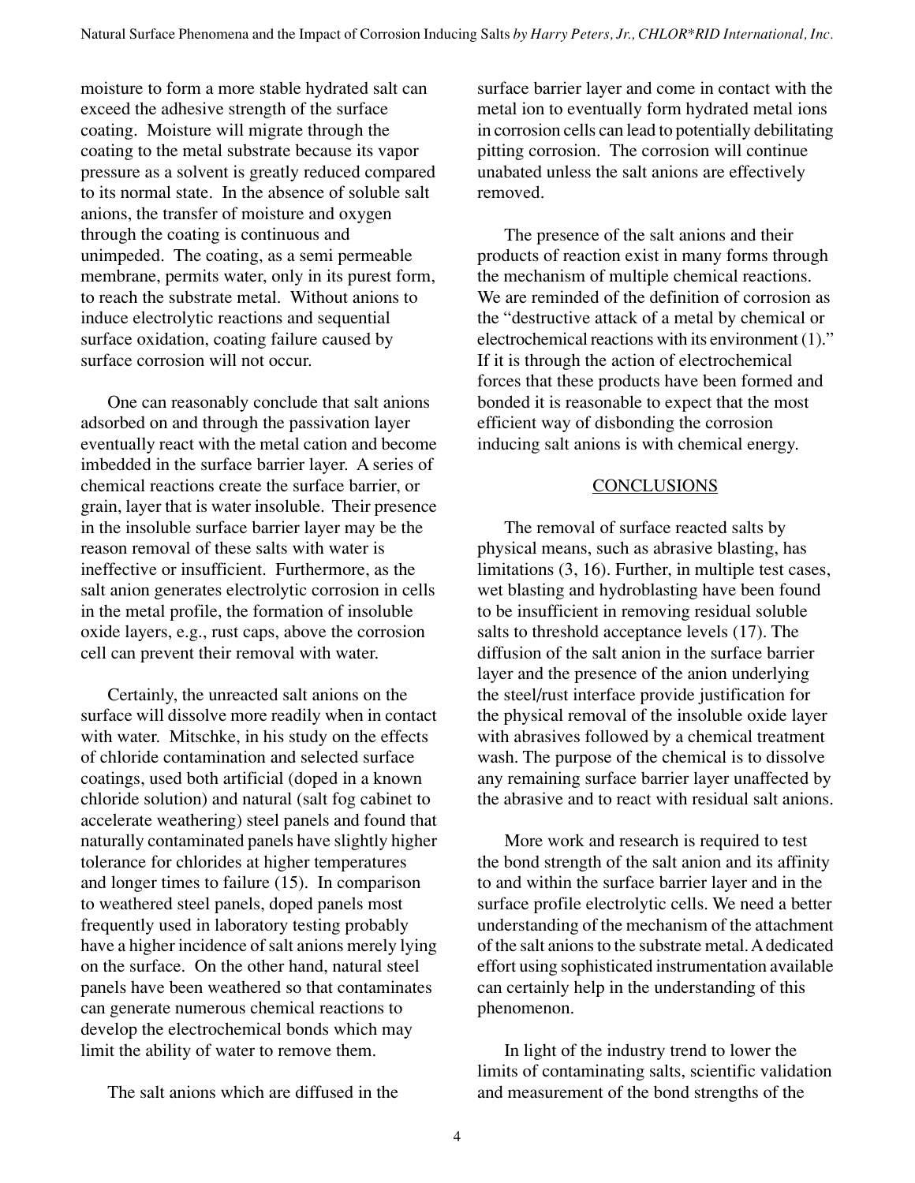moisture to form a more stable hydrated salt can exceed the adhesive strength of the surface coating. Moisture will migrate through the coating to the metal substrate because its vapor pressure as a solvent is greatly reduced compared to its normal state. In the absence of soluble salt anions, the transfer of moisture and oxygen through the coating is continuous and unimpeded. The coating, as a semi permeable membrane, permits water, only in its purest form, to reach the substrate metal. Without anions to induce electrolytic reactions and sequential surface oxidation, coating failure caused by surface corrosion will not occur.

One can reasonably conclude that salt anions adsorbed on and through the passivation layer eventually react with the metal cation and become imbedded in the surface barrier layer. A series of chemical reactions create the surface barrier, or grain, layer that is water insoluble. Their presence in the insoluble surface barrier layer may be the reason removal of these salts with water is ineffective or insufficient. Furthermore, as the salt anion generates electrolytic corrosion in cells in the metal profile, the formation of insoluble oxide layers, e.g., rust caps, above the corrosion cell can prevent their removal with water.

Certainly, the unreacted salt anions on the surface will dissolve more readily when in contact with water. Mitschke, in his study on the effects of chloride contamination and selected surface coatings, used both artificial (doped in a known chloride solution) and natural (salt fog cabinet to accelerate weathering) steel panels and found that naturally contaminated panels have slightly higher tolerance for chlorides at higher temperatures and longer times to failure (15). In comparison to weathered steel panels, doped panels most frequently used in laboratory testing probably have a higher incidence of salt anions merely lying on the surface. On the other hand, natural steel panels have been weathered so that contaminates can generate numerous chemical reactions to develop the electrochemical bonds which may limit the ability of water to remove them.

The salt anions which are diffused in the surface barrier layer and come in contact with the metal ion to eventually form hydrated metal ions in corrosion cells can lead to potentially debilitating pitting corrosion. The corrosion will continue unabated unless the salt anions are effectively removed.

The presence of the salt anions and their products of reaction exist in many forms through the mechanism of multiple chemical reactions. We are reminded of the definition of corrosion as the "destructive attack of a metal by chemical or electrochemical reactions with its environment (1)." If it is through the action of electrochemical forces that these products have been formed and bonded it is reasonable to expect that the most efficient way of disbonding the corrosion inducing salt anions is with chemical energy.

## CONCLUSIONS

The removal of surface reacted salts by physical means, such as abrasive blasting, has limitations (3, 16). Further, in multiple test cases, wet blasting and hydroblasting have been found to be insufficient in removing residual soluble salts to threshold acceptance levels (17). The diffusion of the salt anion in the surface barrier layer and the presence of the anion underlying the steel/rust interface provide justification for the physical removal of the insoluble oxide layer with abrasives followed by a chemical treatment wash. The purpose of the chemical is to dissolve any remaining surface barrier layer unaffected by the abrasive and to react with residual salt anions.

More work and research is required to test the bond strength of the salt anion and its affinity to and within the surface barrier layer and in the surface profile electrolytic cells. We need a better understanding of the mechanism of the attachment of the salt anions to the substrate metal. A dedicated effort using sophisticated instrumentation available can certainly help in the understanding of this phenomenon.

In light of the industry trend to lower the limits of contaminating salts, scientific validation and measurement of the bond strengths of the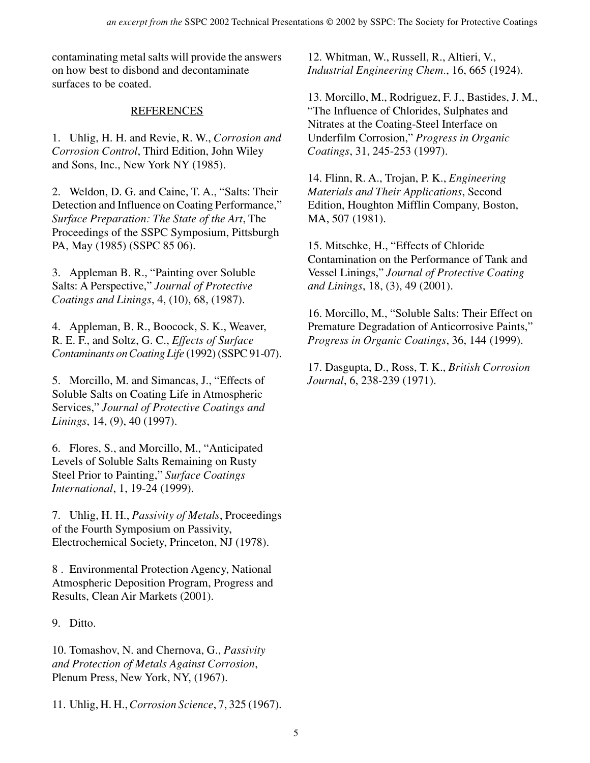contaminating metal salts will provide the answers on how best to disbond and decontaminate surfaces to be coated.

## REFERENCES

1. Uhlig, H. H. and Revie, R. W., *Corrosion and Corrosion Control*, Third Edition, John Wiley and Sons, Inc., New York NY (1985).

2. Weldon, D. G. and Caine, T. A., "Salts: Their Detection and Influence on Coating Performance," *Surface Preparation: The State of the Art*, The Proceedings of the SSPC Symposium, Pittsburgh PA, May (1985) (SSPC 85 06).

3. Appleman B. R., "Painting over Soluble Salts: A Perspective," *Journal of Protective Coatings and Linings*, 4, (10), 68, (1987).

4. Appleman, B. R., Boocock, S. K., Weaver, R. E. F., and Soltz, G. C., *Effects of Surface Contaminants on Coating Life* (1992) (SSPC 91-07).

5. Morcillo, M. and Simancas, J., "Effects of Soluble Salts on Coating Life in Atmospheric Services," *Journal of Protective Coatings and Linings*, 14, (9), 40 (1997).

6. Flores, S., and Morcillo, M., "Anticipated Levels of Soluble Salts Remaining on Rusty Steel Prior to Painting," *Surface Coatings International*, 1, 19-24 (1999).

7. Uhlig, H. H., *Passivity of Metals*, Proceedings of the Fourth Symposium on Passivity, Electrochemical Society, Princeton, NJ (1978).

8 . Environmental Protection Agency, National Atmospheric Deposition Program, Progress and Results, Clean Air Markets (2001).

9. Ditto.

10. Tomashov, N. and Chernova, G., *Passivity and Protection of Metals Against Corrosion*, Plenum Press, New York, NY, (1967).

11. Uhlig, H. H., *Corrosion Science*, 7, 325 (1967).

12. Whitman, W., Russell, R., Altieri, V., *Industrial Engineering Chem.*, 16, 665 (1924).

13. Morcillo, M., Rodriguez, F. J., Bastides, J. M., "The Influence of Chlorides, Sulphates and Nitrates at the Coating-Steel Interface on Underfilm Corrosion," *Progress in Organic Coatings*, 31, 245-253 (1997).

14. Flinn, R. A., Trojan, P. K., *Engineering Materials and Their Applications*, Second Edition, Houghton Mifflin Company, Boston, MA, 507 (1981).

15. Mitschke, H., "Effects of Chloride Contamination on the Performance of Tank and Vessel Linings," *Journal of Protective Coating and Linings*, 18, (3), 49 (2001).

16. Morcillo, M., "Soluble Salts: Their Effect on Premature Degradation of Anticorrosive Paints," *Progress in Organic Coatings*, 36, 144 (1999).

17. Dasgupta, D., Ross, T. K., *British Corrosion Journal*, 6, 238-239 (1971).